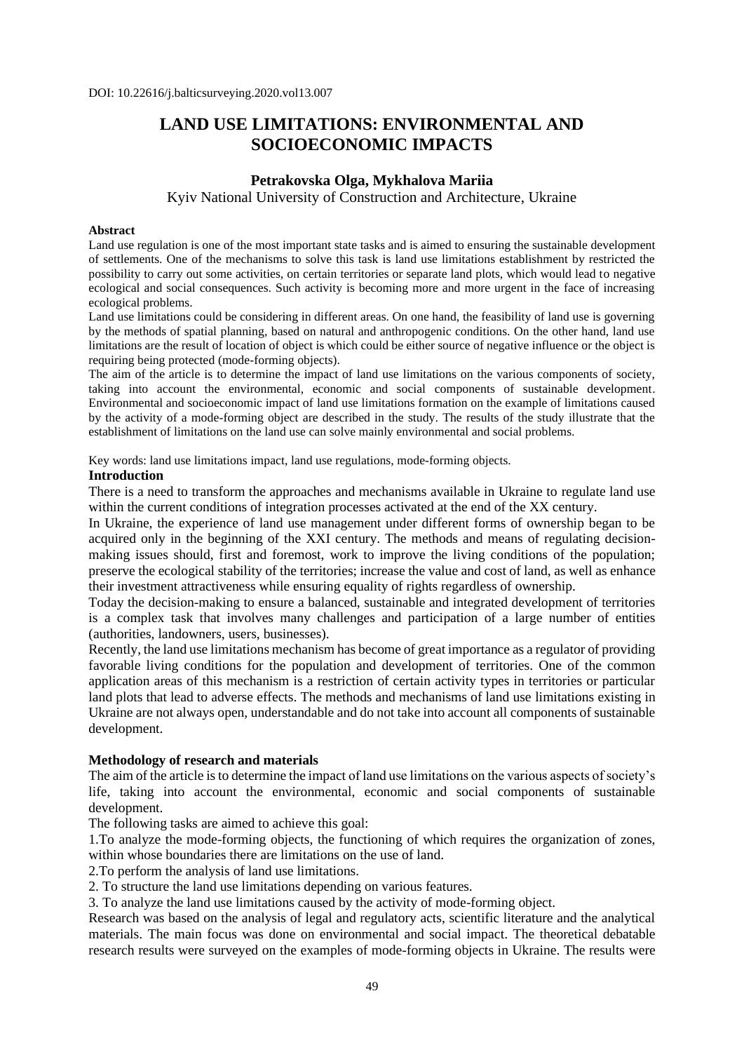DOI: 10.22616/j.balticsurveying.2020.vol13.007

# LAND USE LIMITATIONS: ENVIRONMENTAL AND SOCIOECONOMIC IMPACTS

**Petrakovska Olga, Mykhalova Mariia**

Kyiv National University of Construction and Architecture, Ukraine

**Abstract**

Land use regulation is one of the most important state tasks and is aimed to ensuring the sustainable development of settlements. One of the mechanisms to solve this task is land use limitations establishment by restricted the possibility to carry out some activities, on certain territories or separate land plots, which would lead to negative ecological and social consequences. Such activity is becoming more and more urgent in the face of increasing ecological problems.

Land use limitations could be considering in different areas. On one hand, the feasibility of land use is governing by the methods of spatial planning, based on natural and anthropogenic conditions. On the other hand, land use limitations are the result of location of object is which could be either source of negative influence or the object is requiring being protected (mode-forming objects).

The aim of the article is to determine the impact of land use limitations on the various components of society, taking into account the environmental, economic and social components of sustainable development. Environmental and socioeconomic impact of land use limitations formation on the example of limitations caused by the activity of a mode-forming object are described in the study. The results of the study illustrate that the establishment of limitations on the land use can solve mainly environmental and social problems.

Key words: land use limitations impact, land use regulations, mode-forming objects.

## Introduction

There is a need to transform the approaches and mechanisms available in Ukraine to regulate land use within the current conditions of integration processes activated at the end of the XX century.

In Ukraine, the experience of land use management under different forms of ownership began to be acquired only in the beginning of the XXI century. The methods and means of regulating decision-making issues should, first and foremost, work to improve the living conditions of the population; preserve the ecological stability of the territories; increase the value and cost of land, as well as enhance their investment attractiveness while ensuring equality of rights regardless of ownership.

Today the decision-making to ensure a balanced, sustainable and integrated development of territories is a complex task that involves many challenges and participation of a large number of entities (authorities, landowners, users, businesses).

Recently, the land use limitations mechanism has become of great importance as a regulator of providing favorable living conditions for the population and development of territories. One of the common application areas of this mechanism is a restriction of certain activity types in territories or particular land plots that lead to adverse effects. The methods and mechanisms of land use limitations existing in Ukraine are not always open, understandable and do not take into account all components of sustainable development.

## Methodology of research and materials

The aim of the article is to determine the impact of land use limitations on the various aspects of society's life, taking into account the environmental, economic and social components of sustainable development.

The following tasks are aimed to achieve this goal:

1.To analyze the mode-forming objects, the functioning of which requires the organization of zones, within whose boundaries there are limitations on the use of land.

2.To perform the analysis of land use limitations.

2. To structure the land use limitations depending on various features.

3. To analyze the land use limitations caused by the activity of mode-forming object.

Research was based on the analysis of legal and regulatory acts, scientific literature and the analytical materials. The main focus was done on environmental and social impact. The theoretical debatable research results were surveyed on the examples of mode-forming objects in Ukraine. The results were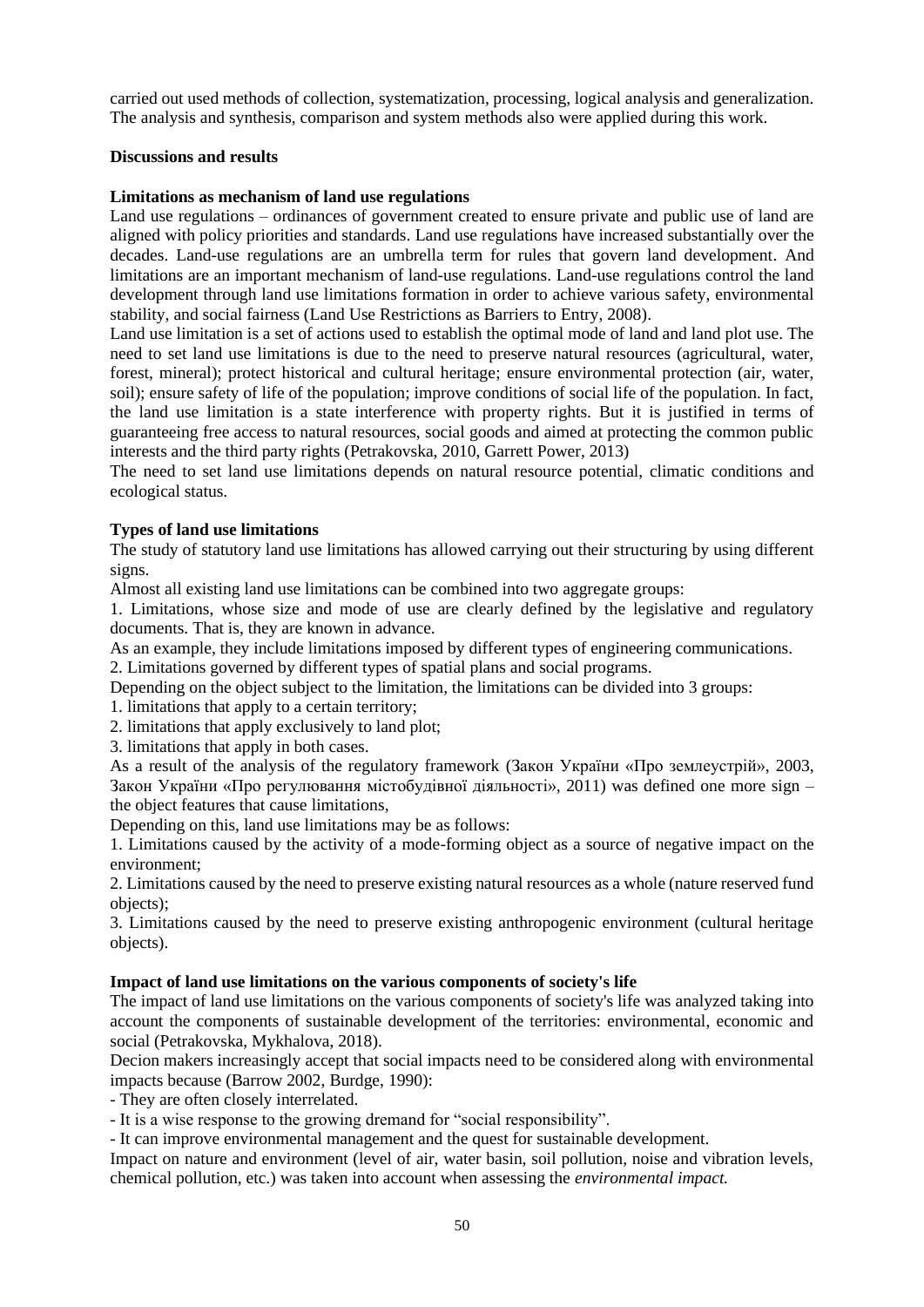carried out used methods of collection, systematization, processing, logical analysis and generalization. The analysis and synthesis, comparison and system methods also were applied during this work.

## Discussions and results

### Limitations as mechanism of land use regulations

Land use regulations – ordinances of government created to ensure private and public use of land are aligned with policy priorities and standards. Land use regulations have increased substantially over the decades. Land-use regulations are an umbrella term for rules that govern land development. And limitations are an important mechanism of land-use regulations. Land-use regulations control the land development through land use limitations formation in order to achieve various safety, environmental stability, and social fairness (Land Use Restrictions as Barriers to Entry, 2008).

Land use limitation is a set of actions used to establish the optimal mode of land and land plot use. The need to set land use limitations is due to the need to preserve natural resources (agricultural, water, forest, mineral); protect historical and cultural heritage; ensure environmental protection (air, water, soil); ensure safety of life of the population; improve conditions of social life of the population. In fact, the land use limitation is a state interference with property rights. But it is justified in terms of guaranteeing free access to natural resources, social goods and aimed at protecting the common public interests and the third party rights (Petrakovska, 2010, Garrett Power, 2013)

The need to set land use limitations depends on natural resource potential, climatic conditions and ecological status.

### Types of land use limitations

The study of statutory land use limitations has allowed carrying out their structuring by using different signs.

Almost all existing land use limitations can be combined into two aggregate groups:

1. Limitations, whose size and mode of use are clearly defined by the legislative and regulatory documents. That is, they are known in advance.

As an example, they include limitations imposed by different types of engineering communications.

2. Limitations governed by different types of spatial plans and social programs.

Depending on the object subject to the limitation, the limitations can be divided into 3 groups:

1. limitations that apply to a certain territory;
2. limitations that apply exclusively to land plot;
3. limitations that apply in both cases.

As a result of the analysis of the regulatory framework (Закон України «Про землеустрій», 2003, Закон України «Про регулювання містобудівної діяльності», 2011) was defined one more sign – the object features that cause limitations,

Depending on this, land use limitations may be as follows:

1. Limitations caused by the activity of a mode-forming object as a source of negative impact on the environment;
2. Limitations caused by the need to preserve existing natural resources as a whole (nature reserved fund objects);
3. Limitations caused by the need to preserve existing anthropogenic environment (cultural heritage objects).

### Impact of land use limitations on the various components of society's life

The impact of land use limitations on the various components of society's life was analyzed taking into account the components of sustainable development of the territories: environmental, economic and social (Petrakovska, Mykhalova, 2018).

Decion makers increasingly accept that social impacts need to be considered along with environmental impacts because (Barrow 2002, Burdge, 1990):

- They are often closely interrelated.
- It is a wise response to the growing dremand for "social responsibility".
- It can improve environmental management and the quest for sustainable development.

Impact on nature and environment (level of air, water basin, soil pollution, noise and vibration levels, chemical pollution, etc.) was taken into account when assessing the *environmental impact.*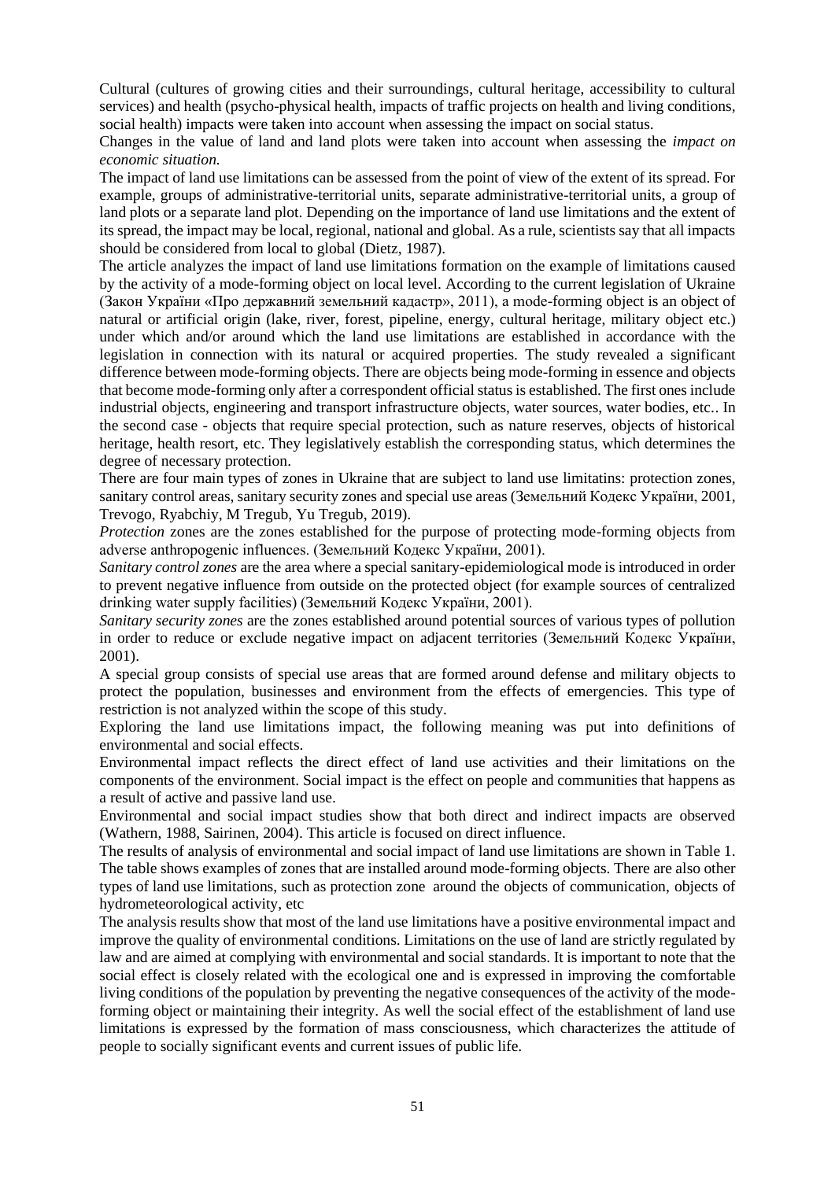Cultural (cultures of growing cities and their surroundings, cultural heritage, accessibility to cultural services) and health (psycho-physical health, impacts of traffic projects on health and living conditions, social health) impacts were taken into account when assessing the impact on social status.

Changes in the value of land and land plots were taken into account when assessing the *impact on economic situation.*

The impact of land use limitations can be assessed from the point of view of the extent of its spread. For example, groups of administrative-territorial units, separate administrative-territorial units, a group of land plots or a separate land plot. Depending on the importance of land use limitations and the extent of its spread, the impact may be local, regional, national and global. As a rule, scientists say that all impacts should be considered from local to global (Dietz, 1987).

The article analyzes the impact of land use limitations formation on the example of limitations caused by the activity of a mode-forming object on local level. According to the current legislation of Ukraine (Закон України «Про державний земельний кадастр», 2011), a mode-forming object is an object of natural or artificial origin (lake, river, forest, pipeline, energy, cultural heritage, military object etc.) under which and/or around which the land use limitations are established in accordance with the legislation in connection with its natural or acquired properties. The study revealed a significant difference between mode-forming objects. There are objects being mode-forming in essence and objects that become mode-forming only after a correspondent official status is established. The first ones include industrial objects, engineering and transport infrastructure objects, water sources, water bodies, etc.. In the second case - objects that require special protection, such as nature reserves, objects of historical heritage, health resort, etc. They legislatively establish the corresponding status, which determines the degree of necessary protection.

There are four main types of zones in Ukraine that are subject to land use limitatins: protection zones, sanitary control areas, sanitary security zones and special use areas (Земельний Кодекс України, 2001, Trevogo, Ryabchiy, M Tregub, Yu Tregub, 2019).

*Protection* zones are the zones established for the purpose of protecting mode-forming objects from adverse anthropogenic influences. (Земельний Кодекс України, 2001).

*Sanitary control zones* are the area where a special sanitary-epidemiological mode is introduced in order to prevent negative influence from outside on the protected object (for example sources of centralized drinking water supply facilities) (Земельний Кодекс України, 2001).

*Sanitary security zones* are the zones established around potential sources of various types of pollution in order to reduce or exclude negative impact on adjacent territories (Земельний Кодекс України, 2001).

A special group consists of special use areas that are formed around defense and military objects to protect the population, businesses and environment from the effects of emergencies. This type of restriction is not analyzed within the scope of this study.

Exploring the land use limitations impact, the following meaning was put into definitions of environmental and social effects.

Environmental impact reflects the direct effect of land use activities and their limitations on the components of the environment. Social impact is the effect on people and communities that happens as a result of active and passive land use.

Environmental and social impact studies show that both direct and indirect impacts are observed (Wathern, 1988, Sairinen, 2004). This article is focused on direct influence.

The results of analysis of environmental and social impact of land use limitations are shown in Table 1. The table shows examples of zones that are installed around mode-forming objects. There are also other types of land use limitations, such as protection zone around the objects of communication, objects of hydrometeorological activity, etc

The analysis results show that most of the land use limitations have a positive environmental impact and improve the quality of environmental conditions. Limitations on the use of land are strictly regulated by law and are aimed at complying with environmental and social standards. It is important to note that the social effect is closely related with the ecological one and is expressed in improving the comfortable living conditions of the population by preventing the negative consequences of the activity of the mode-forming object or maintaining their integrity. As well the social effect of the establishment of land use limitations is expressed by the formation of mass consciousness, which characterizes the attitude of people to socially significant events and current issues of public life.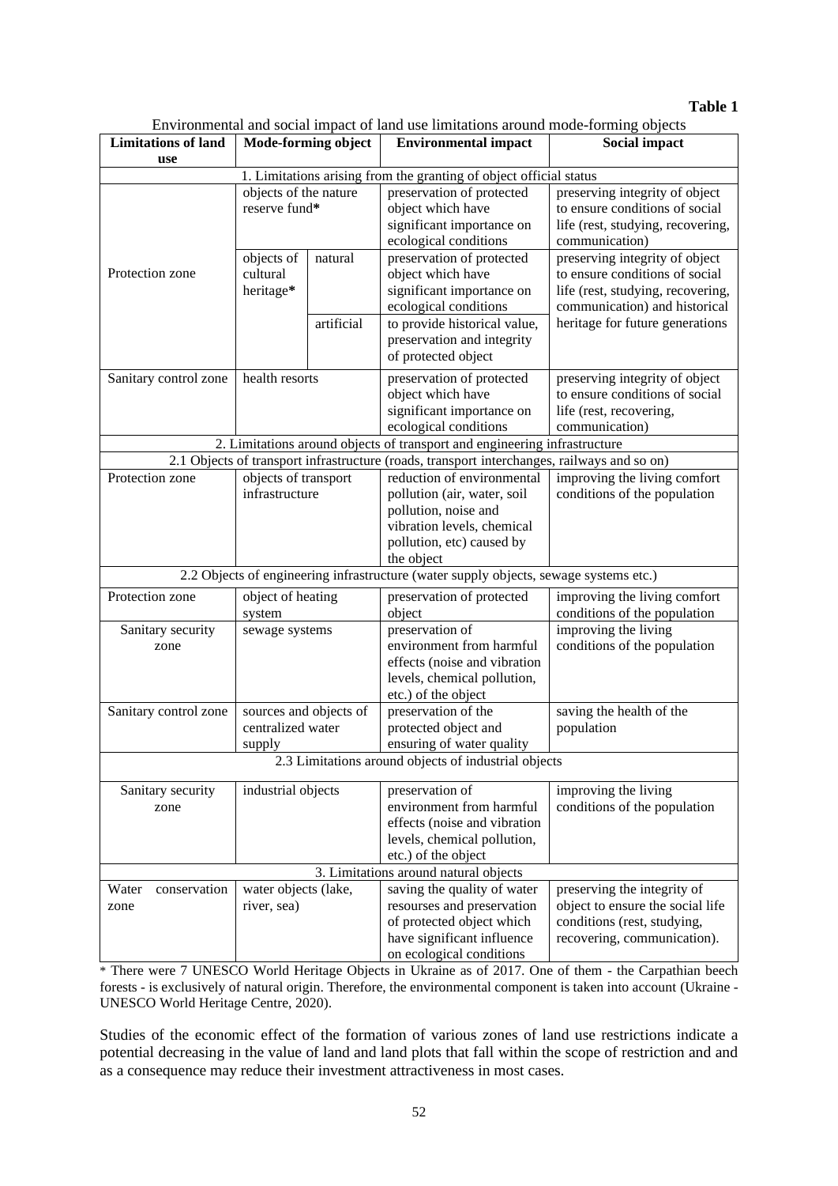**Table 1**

Environmental and social impact of land use limitations around mode-forming objects

| Limitations of land use | Mode-forming object | | Environmental impact | Social impact |
|---|---|---|---|---|
| 1. Limitations arising from the granting of object official status | | | | |
| Protection zone | objects of the nature reserve fund* | | preservation of protected object which have significant importance on ecological conditions | preserving integrity of object to ensure conditions of social life (rest, studying, recovering, communication) |
| | objects of cultural heritage* | natural | preservation of protected object which have significant importance on ecological conditions | preserving integrity of object to ensure conditions of social life (rest, studying, recovering, communication) and historical heritage for future generations |
| | | artificial | to provide historical value, preservation and integrity of protected object | |
| Sanitary control zone | health resorts | | preservation of protected object which have significant importance on ecological conditions | preserving integrity of object to ensure conditions of social life (rest, recovering, communication) |
| 2. Limitations around objects of transport and engineering infrastructure | | | | |
| 2.1 Objects of transport infrastructure (roads, transport interchanges, railways and so on) | | | | |
| Protection zone | objects of transport infrastructure | | reduction of environmental pollution (air, water, soil pollution, noise and vibration levels, chemical pollution, etc) caused by the object | improving the living comfort conditions of the population |
| 2.2 Objects of engineering infrastructure (water supply objects, sewage systems etc.) | | | | |
| Protection zone | object of heating system | | preservation of protected object | improving the living comfort conditions of the population |
| Sanitary security zone | sewage systems | | preservation of environment from harmful effects (noise and vibration levels, chemical pollution, etc.) of the object | improving the living conditions of the population |
| Sanitary control zone | sources and objects of centralized water supply | | preservation of the protected object and ensuring of water quality | saving the health of the population |
| 2.3 Limitations around objects of industrial objects | | | | |
| Sanitary security zone | industrial objects | | preservation of environment from harmful effects (noise and vibration levels, chemical pollution, etc.) of the object | improving the living conditions of the population |
| 3. Limitations around natural objects | | | | |
| Water conservation zone | water objects (lake, river, sea) | | saving the quality of water resourses and preservation of protected object which have significant influence on ecological conditions | preserving the integrity of object to ensure the social life conditions (rest, studying, recovering, communication). |

* There were 7 UNESCO World Heritage Objects in Ukraine as of 2017. One of them - the Carpathian beech forests - is exclusively of natural origin. Therefore, the environmental component is taken into account (Ukraine - UNESCO World Heritage Centre, 2020).

Studies of the economic effect of the formation of various zones of land use restrictions indicate a potential decreasing in the value of land and land plots that fall within the scope of restriction and and as a consequence may reduce their investment attractiveness in most cases.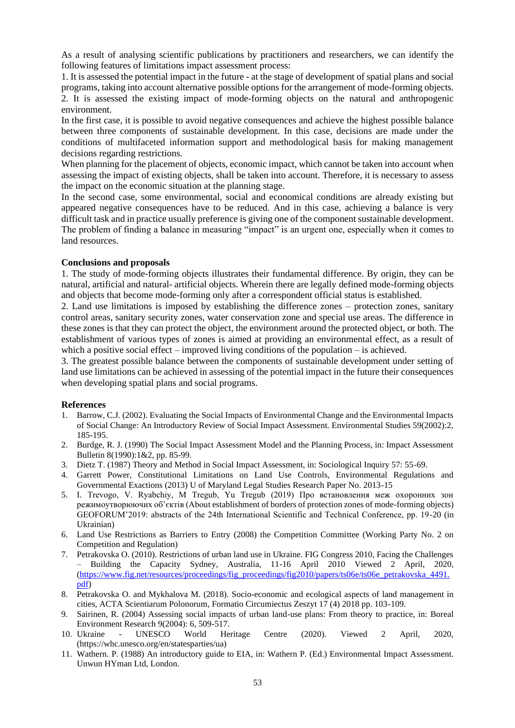As a result of analysing scientific publications by practitioners and researchers, we can identify the following features of limitations impact assessment process:

1. It is assessed the potential impact in the future - at the stage of development of spatial plans and social programs, taking into account alternative possible options for the arrangement of mode-forming objects.
2. It is assessed the existing impact of mode-forming objects on the natural and anthropogenic environment.

In the first case, it is possible to avoid negative consequences and achieve the highest possible balance between three components of sustainable development. In this case, decisions are made under the conditions of multifaceted information support and methodological basis for making management decisions regarding restrictions.

When planning for the placement of objects, economic impact, which cannot be taken into account when assessing the impact of existing objects, shall be taken into account. Therefore, it is necessary to assess the impact on the economic situation at the planning stage.

In the second case, some environmental, social and economical conditions are already existing but appeared negative consequences have to be reduced. And in this case, achieving a balance is very difficult task and in practice usually preference is giving one of the component sustainable development. The problem of finding a balance in measuring "impact" is an urgent one, especially when it comes to land resources.

**Conclusions and proposals**

1. The study of mode-forming objects illustrates their fundamental difference. By origin, they can be natural, artificial and natural- artificial objects. Wherein there are legally defined mode-forming objects and objects that become mode-forming only after a correspondent official status is established.
2. Land use limitations is imposed by establishing the difference zones – protection zones, sanitary control areas, sanitary security zones, water conservation zone and special use areas. The difference in these zones is that they can protect the object, the environment around the protected object, or both. The establishment of various types of zones is aimed at providing an environmental effect, as a result of which a positive social effect – improved living conditions of the population – is achieved.
3. The greatest possible balance between the components of sustainable development under setting of land use limitations can be achieved in assessing of the potential impact in the future their consequences when developing spatial plans and social programs.

**References**

1. Barrow, C.J. (2002). Evaluating the Social Impacts of Environmental Change and the Environmental Impacts of Social Change: An Introductory Review of Social Impact Assessment. Environmental Studies 59(2002):2, 185-195.
2. Burdge, R. J. (1990) The Social Impact Assessment Model and the Planning Process, in: Impact Assessment Bulletin 8(1990):1&2, pp. 85-99.
3. Dietz T. (1987) Theory and Method in Social Impact Assessment, in: Sociological Inquiry 57: 55-69.
4. Garrett Power, Constitutional Limitations on Land Use Controls, Environmental Regulations and Governmental Exactions (2013) U of Maryland Legal Studies Research Paper No. 2013-15
5. I. Trevogo, V. Ryabchiy, M Tregub, Yu Tregub (2019) Про встановлення меж охоронних зон режимоутворюючих об'єктів (About establishment of borders of protection zones of mode-forming objects) GEOFORUM'2019: abstracts of the 24th International Scientific and Technical Conference, pp. 19-20 (in Ukrainian)
6. Land Use Restrictions as Barriers to Entry (2008) the Competition Committee (Working Party No. 2 on Competition and Regulation)
7. Petrakovska O. (2010). Restrictions of urban land use in Ukraine. FIG Congress 2010, Facing the Challenges – Building the Capacity Sydney, Australia, 11-16 April 2010 Viewed 2 April, 2020, (https://www.fig.net/resources/proceedings/fig_proceedings/fig2010/papers/ts06e/ts06e_petrakovska_4491.pdf)
8. Petrakovska O. and Mykhalova M. (2018). Socio-economic and ecological aspects of land management in cities, ACTA Scientiarum Polonorum, Formatio Circumiectus Zeszyt 17 (4) 2018 pp. 103-109.
9. Sairinen, R. (2004) Assessing social impacts of urban land-use plans: From theory to practice, in: Boreal Environment Research 9(2004): 6, 509-517.
10. Ukraine - UNESCO World Heritage Centre (2020). Viewed 2 April, 2020, (https://whc.unesco.org/en/statesparties/ua)
11. Wathern. P. (1988) An introductory guide to EIA, in: Wathern P. (Ed.) Environmental Impact Assessment. Unwun HYman Ltd, London.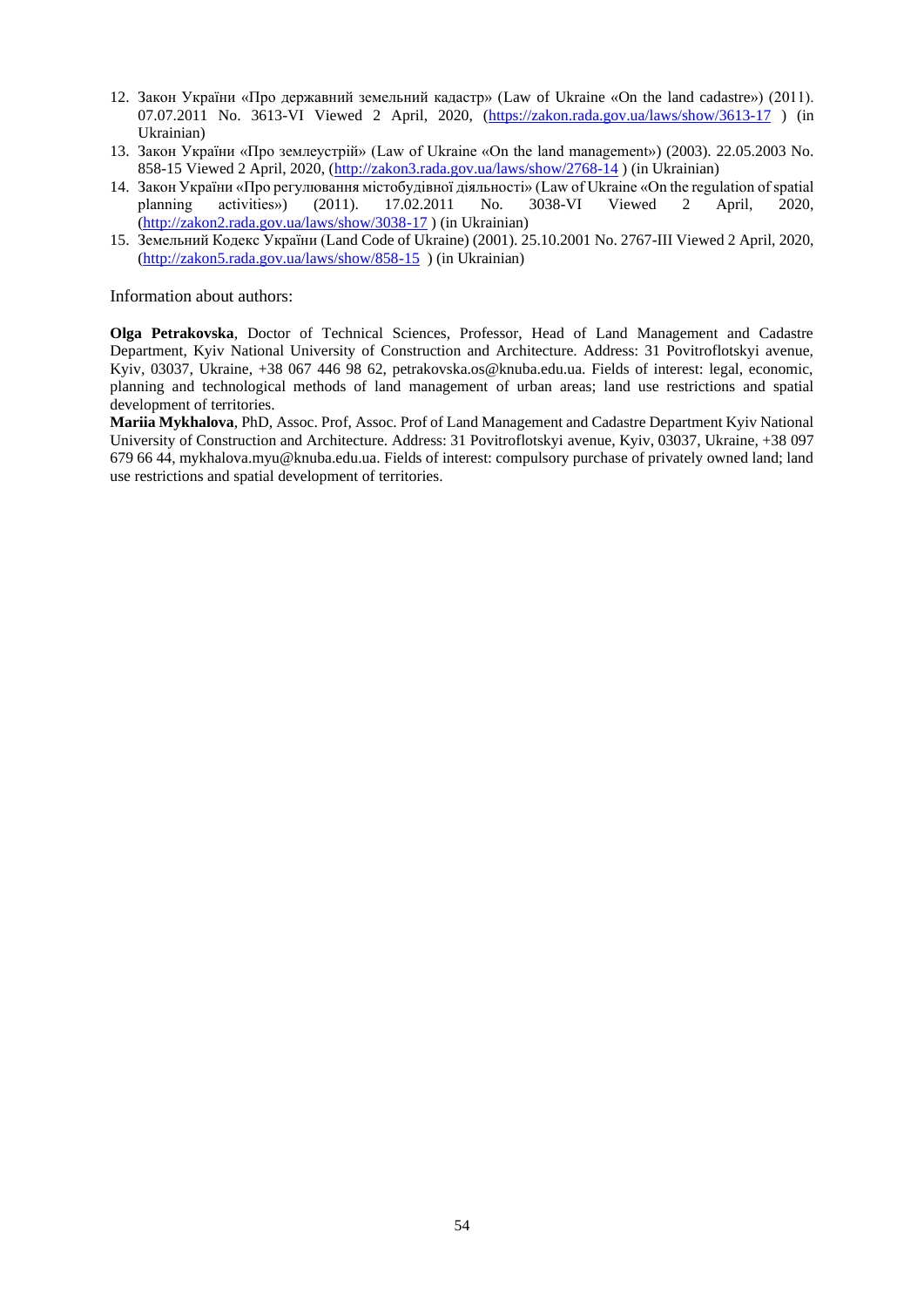12. Закон України «Про державний земельний кадастр» (Law of Ukraine «On the land cadastre») (2011). 07.07.2011 No. 3613-VI Viewed 2 April, 2020, (https://zakon.rada.gov.ua/laws/show/3613-17 ) (in Ukrainian)
13. Закон України «Про землеустрій» (Law of Ukraine «On the land management») (2003). 22.05.2003 No. 858-15 Viewed 2 April, 2020, (http://zakon3.rada.gov.ua/laws/show/2768-14 ) (in Ukrainian)
14. Закон України «Про регулювання містобудівної діяльності» (Law of Ukraine «On the regulation of spatial planning activities») (2011). 17.02.2011 No. 3038-VI Viewed 2 April, 2020, (http://zakon2.rada.gov.ua/laws/show/3038-17 ) (in Ukrainian)
15. Земельний Кодекс України (Land Code of Ukraine) (2001). 25.10.2001 No. 2767-III Viewed 2 April, 2020, (http://zakon5.rada.gov.ua/laws/show/858-15 ) (in Ukrainian)

Information about authors:

**Olga Petrakovska**, Doctor of Technical Sciences, Professor, Head of Land Management and Cadastre Department, Kyiv National University of Construction and Architecture. Address: 31 Povitroflotskyi avenue, Kyiv, 03037, Ukraine, +38 067 446 98 62, petrakovska.os@knuba.edu.ua. Fields of interest: legal, economic, planning and technological methods of land management of urban areas; land use restrictions and spatial development of territories.

**Mariia Mykhalova**, PhD, Assoc. Prof, Assoc. Prof of Land Management and Cadastre Department Kyiv National University of Construction and Architecture. Address: 31 Povitroflotskyi avenue, Kyiv, 03037, Ukraine, +38 097 679 66 44, mykhalova.myu@knuba.edu.ua. Fields of interest: compulsory purchase of privately owned land; land use restrictions and spatial development of territories.